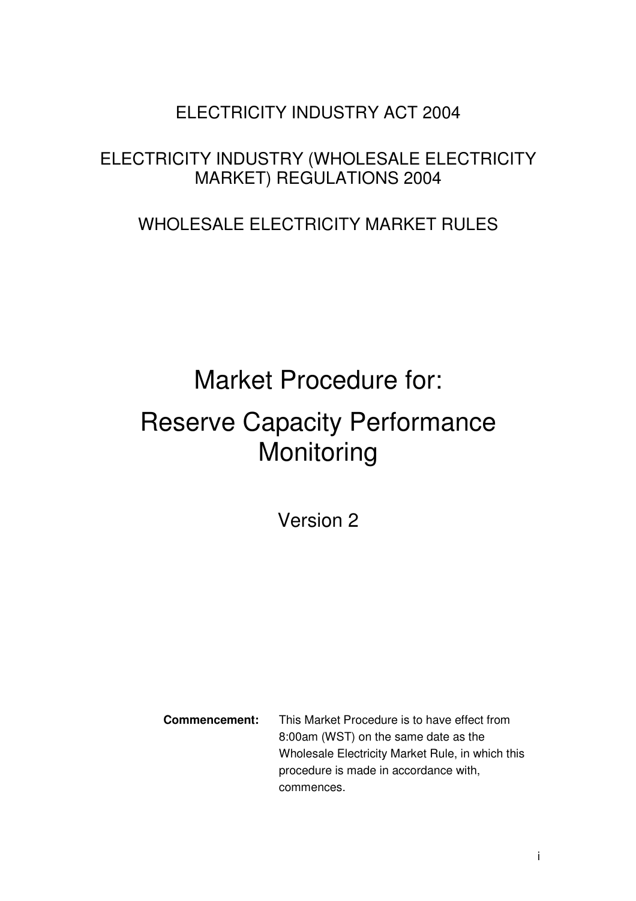ELECTRICITY INDUSTRY ACT 2004

ELECTRICITY INDUSTRY (WHOLESALE ELECTRICITY MARKET) REGULATIONS 2004

WHOLESALE ELECTRICITY MARKET RULES

# Market Procedure for:

# Reserve Capacity Performance Monitoring

Version 2

**Commencement:** This Market Procedure is to have effect from 8:00am (WST) on the same date as the Wholesale Electricity Market Rule, in which this procedure is made in accordance with, commences.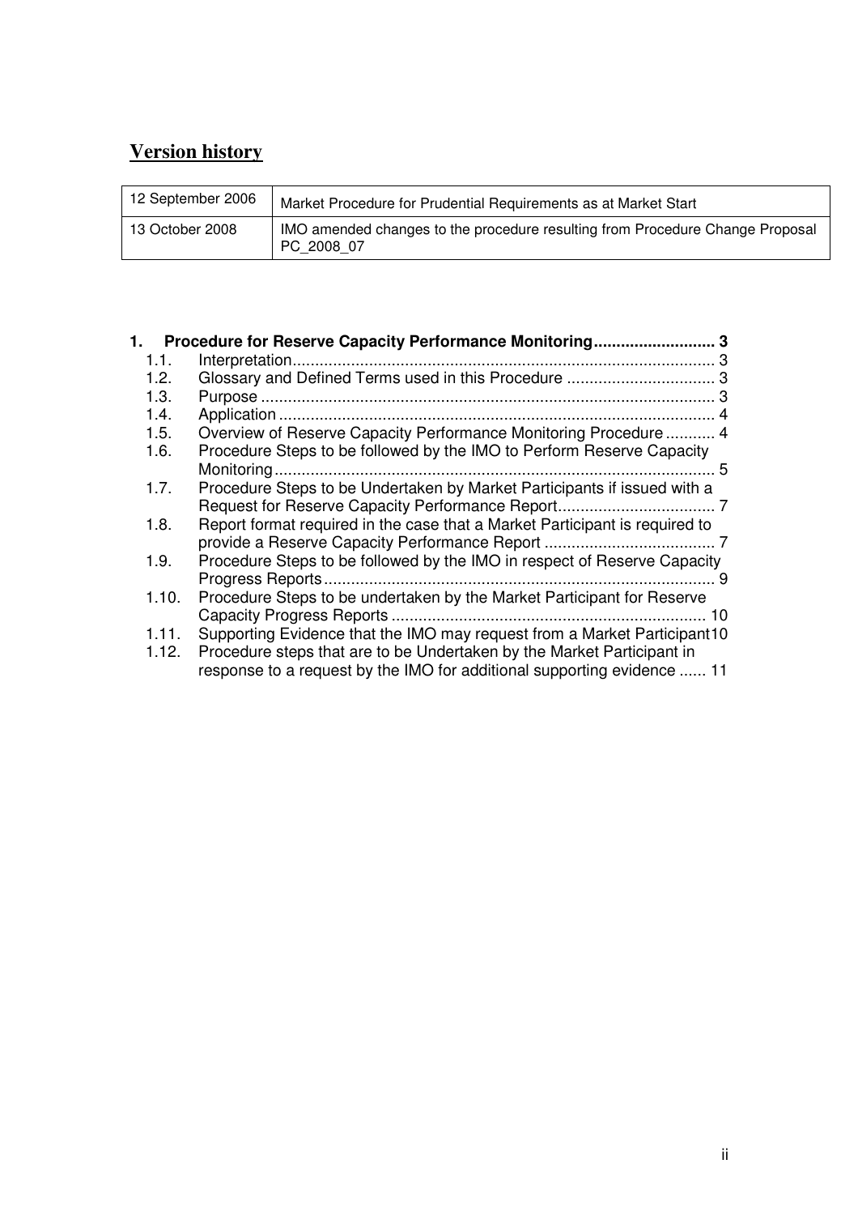## Version history

| | |
|---|---|
| 12 September 2006 | Market Procedure for Prudential Requirements as at Market Start |
| 13 October 2008 | IMO amended changes to the procedure resulting from Procedure Change Proposal PC_2008_07 |

**1. Procedure for Reserve Capacity Performance Monitoring.......................... 3**

- 1.1. Interpretation............................................................................................ 3
- 1.2. Glossary and Defined Terms used in this Procedure ................................. 3
- 1.3. Purpose .................................................................................................... 3
- 1.4. Application ................................................................................................ 4
- 1.5. Overview of Reserve Capacity Performance Monitoring Procedure ........... 4
- 1.6. Procedure Steps to be followed by the IMO to Perform Reserve Capacity Monitoring.................................................................................................. 5
- 1.7. Procedure Steps to be Undertaken by Market Participants if issued with a Request for Reserve Capacity Performance Report................................... 7
- 1.8. Report format required in the case that a Market Participant is required to provide a Reserve Capacity Performance Report ...................................... 7
- 1.9. Procedure Steps to be followed by the IMO in respect of Reserve Capacity Progress Reports...................................................................................... 9
- 1.10. Procedure Steps to be undertaken by the Market Participant for Reserve Capacity Progress Reports ..................................................................... 10
- 1.11. Supporting Evidence that the IMO may request from a Market Participant10
- 1.12. Procedure steps that are to be Undertaken by the Market Participant in response to a request by the IMO for additional supporting evidence ...... 11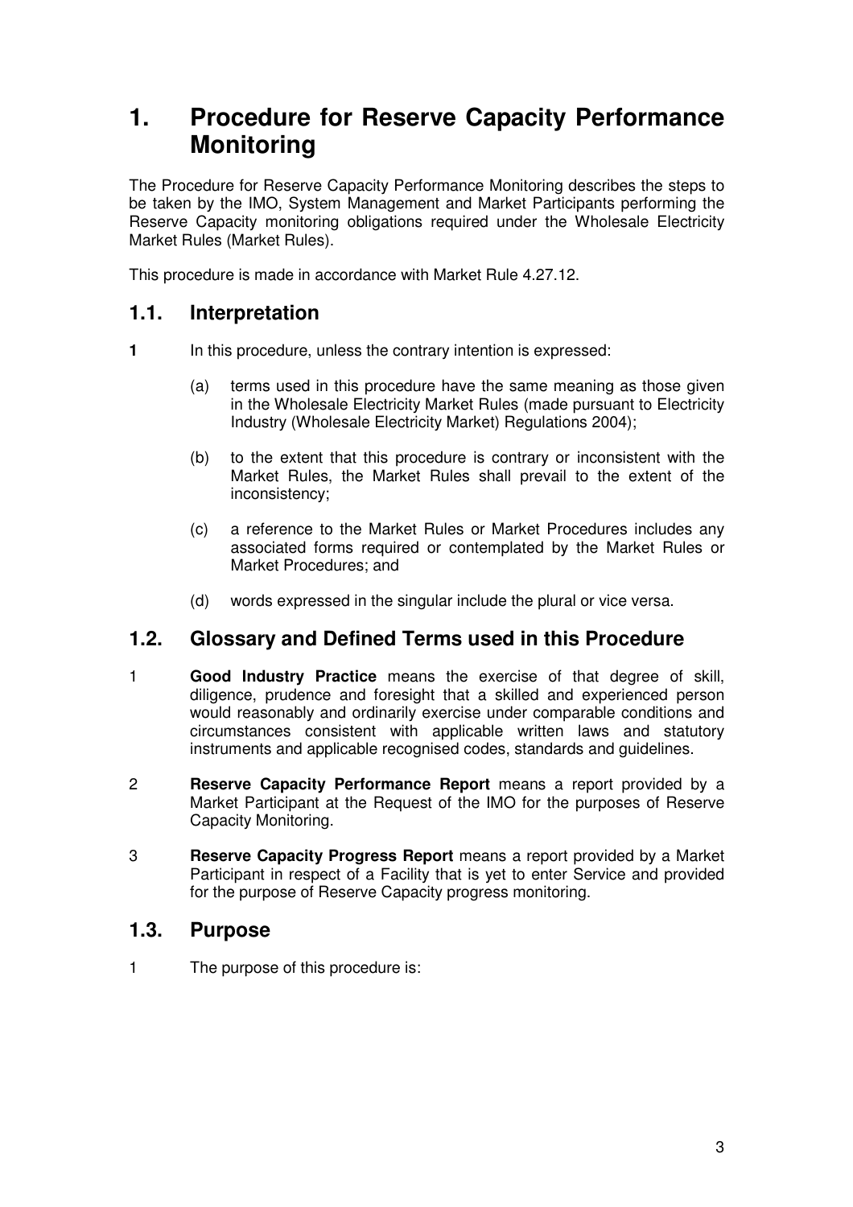# 1. Procedure for Reserve Capacity Performance Monitoring

The Procedure for Reserve Capacity Performance Monitoring describes the steps to be taken by the IMO, System Management and Market Participants performing the Reserve Capacity monitoring obligations required under the Wholesale Electricity Market Rules (Market Rules).

This procedure is made in accordance with Market Rule 4.27.12.

## 1.1. Interpretation

**1** In this procedure, unless the contrary intention is expressed:

(a) terms used in this procedure have the same meaning as those given in the Wholesale Electricity Market Rules (made pursuant to Electricity Industry (Wholesale Electricity Market) Regulations 2004);

(b) to the extent that this procedure is contrary or inconsistent with the Market Rules, the Market Rules shall prevail to the extent of the inconsistency;

(c) a reference to the Market Rules or Market Procedures includes any associated forms required or contemplated by the Market Rules or Market Procedures; and

(d) words expressed in the singular include the plural or vice versa.

## 1.2. Glossary and Defined Terms used in this Procedure

1 **Good Industry Practice** means the exercise of that degree of skill, diligence, prudence and foresight that a skilled and experienced person would reasonably and ordinarily exercise under comparable conditions and circumstances consistent with applicable written laws and statutory instruments and applicable recognised codes, standards and guidelines.

2 **Reserve Capacity Performance Report** means a report provided by a Market Participant at the Request of the IMO for the purposes of Reserve Capacity Monitoring.

3 **Reserve Capacity Progress Report** means a report provided by a Market Participant in respect of a Facility that is yet to enter Service and provided for the purpose of Reserve Capacity progress monitoring.

## 1.3. Purpose

1 The purpose of this procedure is: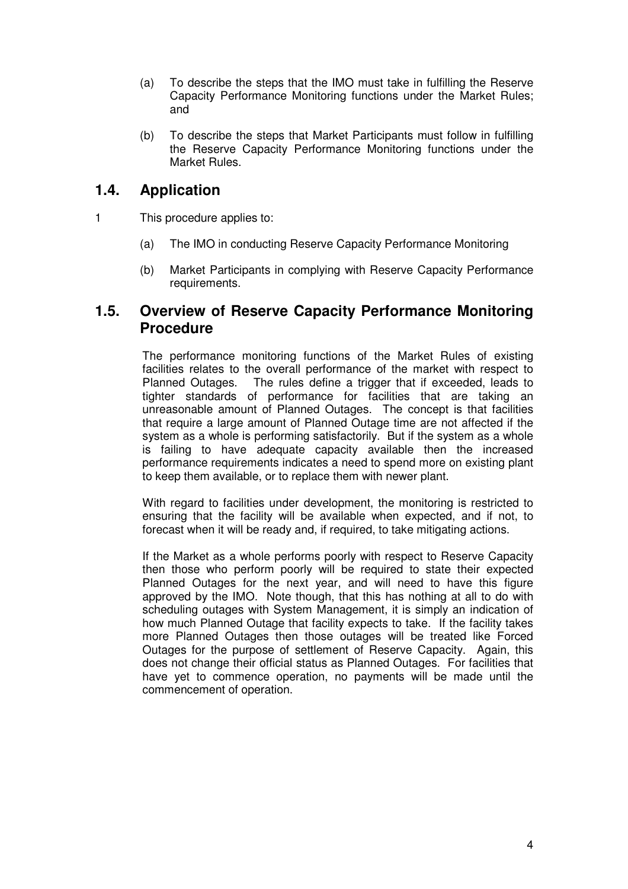(a) To describe the steps that the IMO must take in fulfilling the Reserve Capacity Performance Monitoring functions under the Market Rules; and

(b) To describe the steps that Market Participants must follow in fulfilling the Reserve Capacity Performance Monitoring functions under the Market Rules.

## 1.4. Application

1 This procedure applies to:

(a) The IMO in conducting Reserve Capacity Performance Monitoring

(b) Market Participants in complying with Reserve Capacity Performance requirements.

## 1.5. Overview of Reserve Capacity Performance Monitoring Procedure

The performance monitoring functions of the Market Rules of existing facilities relates to the overall performance of the market with respect to Planned Outages. The rules define a trigger that if exceeded, leads to tighter standards of performance for facilities that are taking an unreasonable amount of Planned Outages. The concept is that facilities that require a large amount of Planned Outage time are not affected if the system as a whole is performing satisfactorily. But if the system as a whole is failing to have adequate capacity available then the increased performance requirements indicates a need to spend more on existing plant to keep them available, or to replace them with newer plant.

With regard to facilities under development, the monitoring is restricted to ensuring that the facility will be available when expected, and if not, to forecast when it will be ready and, if required, to take mitigating actions.

If the Market as a whole performs poorly with respect to Reserve Capacity then those who perform poorly will be required to state their expected Planned Outages for the next year, and will need to have this figure approved by the IMO. Note though, that this has nothing at all to do with scheduling outages with System Management, it is simply an indication of how much Planned Outage that facility expects to take. If the facility takes more Planned Outages then those outages will be treated like Forced Outages for the purpose of settlement of Reserve Capacity. Again, this does not change their official status as Planned Outages. For facilities that have yet to commence operation, no payments will be made until the commencement of operation.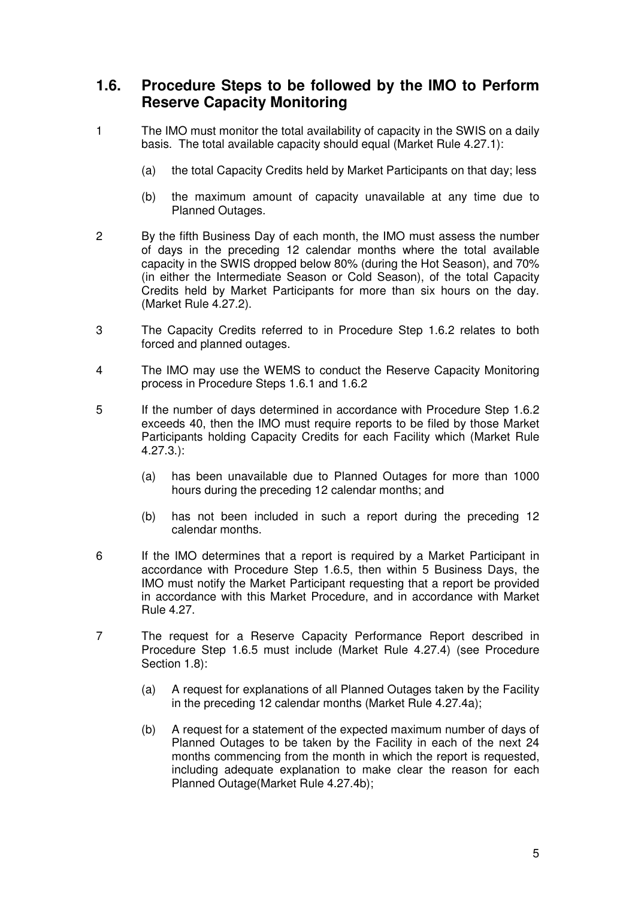## 1.6. Procedure Steps to be followed by the IMO to Perform Reserve Capacity Monitoring

1. The IMO must monitor the total availability of capacity in the SWIS on a daily basis. The total available capacity should equal (Market Rule 4.27.1):

   (a) the total Capacity Credits held by Market Participants on that day; less

   (b) the maximum amount of capacity unavailable at any time due to Planned Outages.

2. By the fifth Business Day of each month, the IMO must assess the number of days in the preceding 12 calendar months where the total available capacity in the SWIS dropped below 80% (during the Hot Season), and 70% (in either the Intermediate Season or Cold Season), of the total Capacity Credits held by Market Participants for more than six hours on the day. (Market Rule 4.27.2).

3. The Capacity Credits referred to in Procedure Step 1.6.2 relates to both forced and planned outages.

4. The IMO may use the WEMS to conduct the Reserve Capacity Monitoring process in Procedure Steps 1.6.1 and 1.6.2

5. If the number of days determined in accordance with Procedure Step 1.6.2 exceeds 40, then the IMO must require reports to be filed by those Market Participants holding Capacity Credits for each Facility which (Market Rule 4.27.3.):

   (a) has been unavailable due to Planned Outages for more than 1000 hours during the preceding 12 calendar months; and

   (b) has not been included in such a report during the preceding 12 calendar months.

6. If the IMO determines that a report is required by a Market Participant in accordance with Procedure Step 1.6.5, then within 5 Business Days, the IMO must notify the Market Participant requesting that a report be provided in accordance with this Market Procedure, and in accordance with Market Rule 4.27.

7. The request for a Reserve Capacity Performance Report described in Procedure Step 1.6.5 must include (Market Rule 4.27.4) (see Procedure Section 1.8):

   (a) A request for explanations of all Planned Outages taken by the Facility in the preceding 12 calendar months (Market Rule 4.27.4a);

   (b) A request for a statement of the expected maximum number of days of Planned Outages to be taken by the Facility in each of the next 24 months commencing from the month in which the report is requested, including adequate explanation to make clear the reason for each Planned Outage(Market Rule 4.27.4b);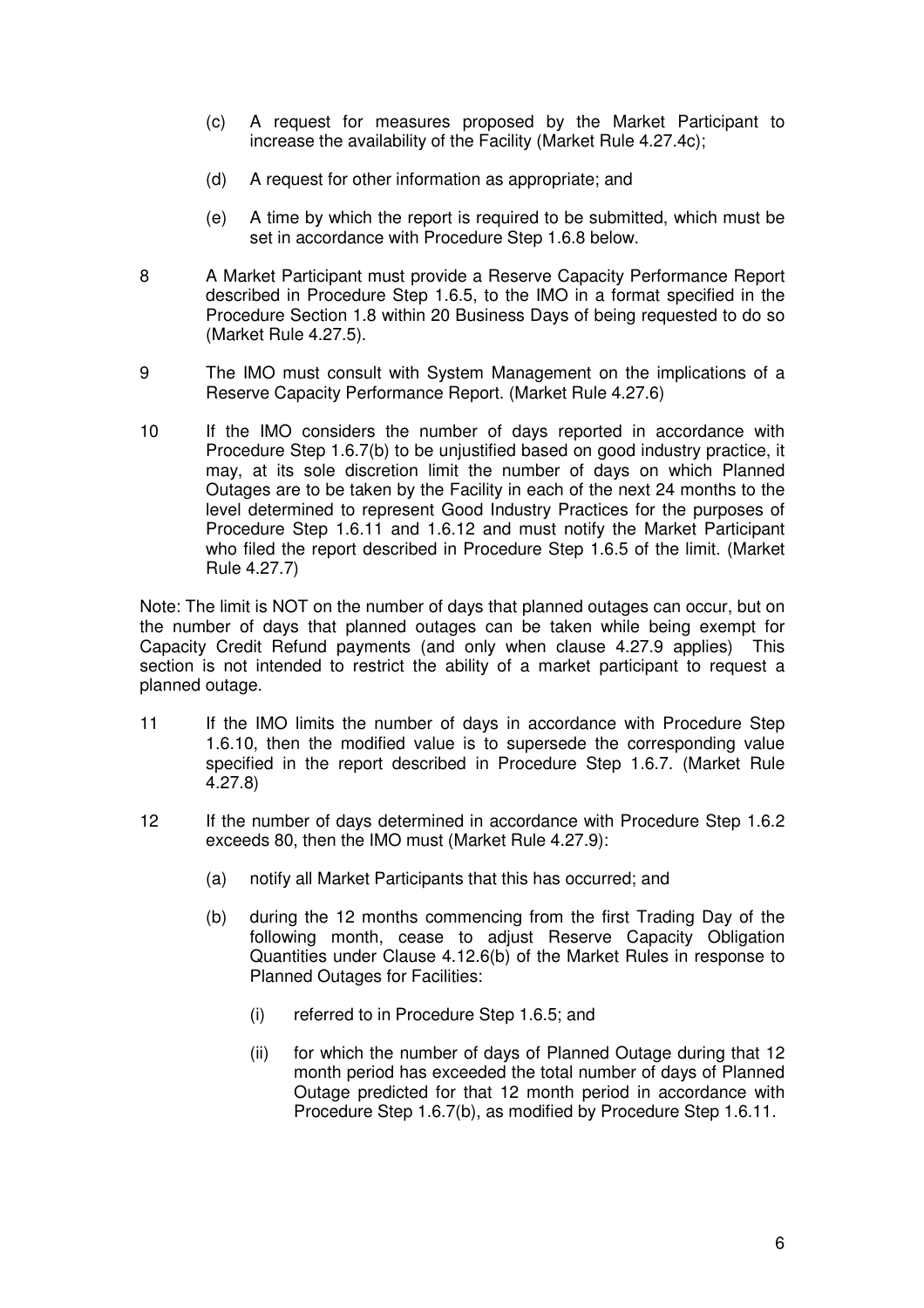(c) A request for measures proposed by the Market Participant to increase the availability of the Facility (Market Rule 4.27.4c);

(d) A request for other information as appropriate; and

(e) A time by which the report is required to be submitted, which must be set in accordance with Procedure Step 1.6.8 below.

8 A Market Participant must provide a Reserve Capacity Performance Report described in Procedure Step 1.6.5, to the IMO in a format specified in the Procedure Section 1.8 within 20 Business Days of being requested to do so (Market Rule 4.27.5).

9 The IMO must consult with System Management on the implications of a Reserve Capacity Performance Report. (Market Rule 4.27.6)

10 If the IMO considers the number of days reported in accordance with Procedure Step 1.6.7(b) to be unjustified based on good industry practice, it may, at its sole discretion limit the number of days on which Planned Outages are to be taken by the Facility in each of the next 24 months to the level determined to represent Good Industry Practices for the purposes of Procedure Step 1.6.11 and 1.6.12 and must notify the Market Participant who filed the report described in Procedure Step 1.6.5 of the limit. (Market Rule 4.27.7)

Note: The limit is NOT on the number of days that planned outages can occur, but on the number of days that planned outages can be taken while being exempt for Capacity Credit Refund payments (and only when clause 4.27.9 applies) This section is not intended to restrict the ability of a market participant to request a planned outage.

11 If the IMO limits the number of days in accordance with Procedure Step 1.6.10, then the modified value is to supersede the corresponding value specified in the report described in Procedure Step 1.6.7. (Market Rule 4.27.8)

12 If the number of days determined in accordance with Procedure Step 1.6.2 exceeds 80, then the IMO must (Market Rule 4.27.9):

(a) notify all Market Participants that this has occurred; and

(b) during the 12 months commencing from the first Trading Day of the following month, cease to adjust Reserve Capacity Obligation Quantities under Clause 4.12.6(b) of the Market Rules in response to Planned Outages for Facilities:

(i) referred to in Procedure Step 1.6.5; and

(ii) for which the number of days of Planned Outage during that 12 month period has exceeded the total number of days of Planned Outage predicted for that 12 month period in accordance with Procedure Step 1.6.7(b), as modified by Procedure Step 1.6.11.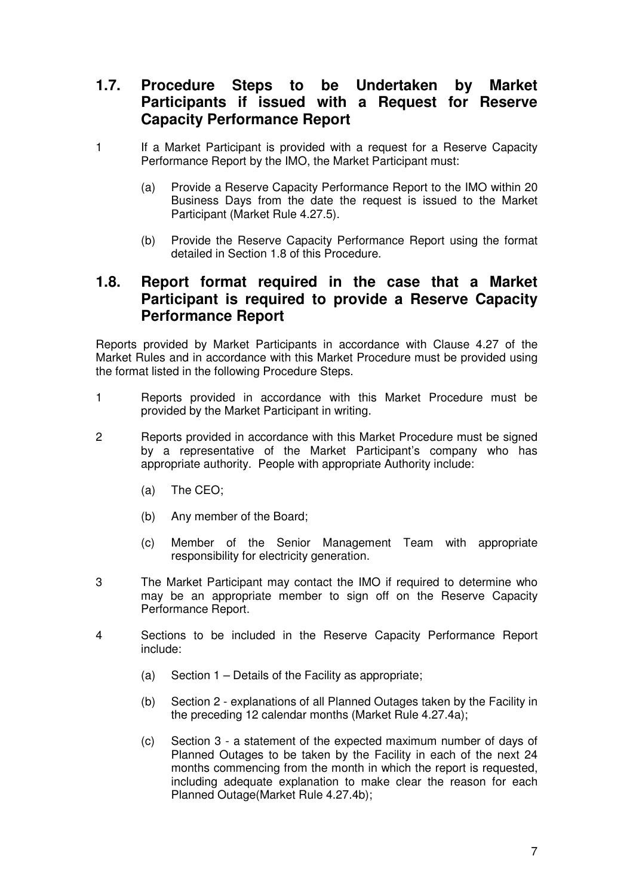## 1.7. Procedure Steps to be Undertaken by Market Participants if issued with a Request for Reserve Capacity Performance Report

1 If a Market Participant is provided with a request for a Reserve Capacity Performance Report by the IMO, the Market Participant must:

(a) Provide a Reserve Capacity Performance Report to the IMO within 20 Business Days from the date the request is issued to the Market Participant (Market Rule 4.27.5).

(b) Provide the Reserve Capacity Performance Report using the format detailed in Section 1.8 of this Procedure.

## 1.8. Report format required in the case that a Market Participant is required to provide a Reserve Capacity Performance Report

Reports provided by Market Participants in accordance with Clause 4.27 of the Market Rules and in accordance with this Market Procedure must be provided using the format listed in the following Procedure Steps.

1 Reports provided in accordance with this Market Procedure must be provided by the Market Participant in writing.

2 Reports provided in accordance with this Market Procedure must be signed by a representative of the Market Participant's company who has appropriate authority. People with appropriate Authority include:

(a) The CEO;

(b) Any member of the Board;

(c) Member of the Senior Management Team with appropriate responsibility for electricity generation.

3 The Market Participant may contact the IMO if required to determine who may be an appropriate member to sign off on the Reserve Capacity Performance Report.

4 Sections to be included in the Reserve Capacity Performance Report include:

(a) Section 1 – Details of the Facility as appropriate;

(b) Section 2 - explanations of all Planned Outages taken by the Facility in the preceding 12 calendar months (Market Rule 4.27.4a);

(c) Section 3 - a statement of the expected maximum number of days of Planned Outages to be taken by the Facility in each of the next 24 months commencing from the month in which the report is requested, including adequate explanation to make clear the reason for each Planned Outage(Market Rule 4.27.4b);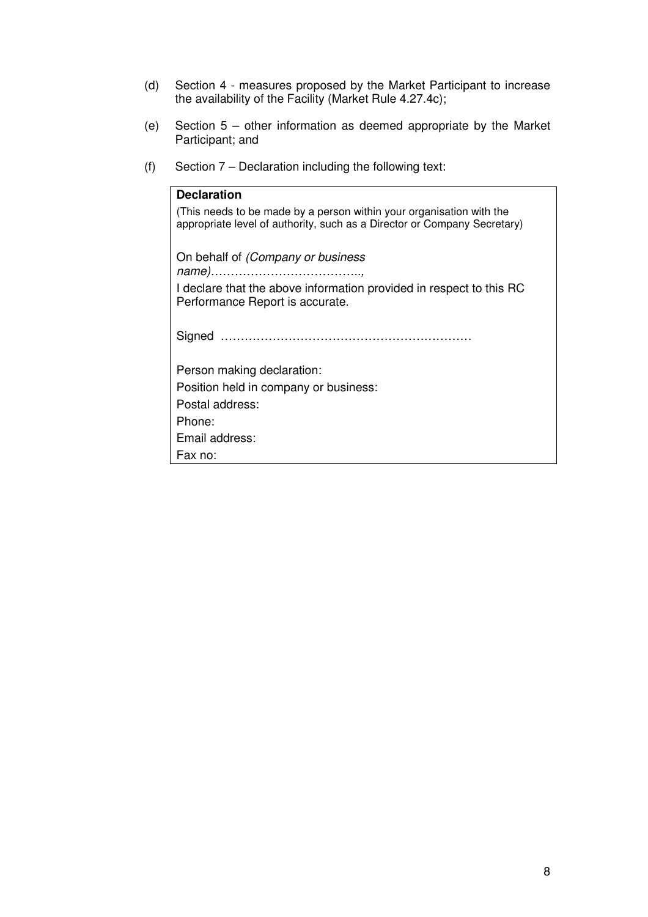(d) Section 4 - measures proposed by the Market Participant to increase the availability of the Facility (Market Rule 4.27.4c);

(e) Section 5 – other information as deemed appropriate by the Market Participant; and

(f) Section 7 – Declaration including the following text:

| **Declaration** |
|---|
| (This needs to be made by a person within your organisation with the appropriate level of authority, such as a Director or Company Secretary) |
| On behalf of *(Company or business name)………………………………..*, |
| I declare that the above information provided in respect to this RC Performance Report is accurate. |
| Signed ……………………………………………………… |
| Person making declaration: |
| Position held in company or business: |
| Postal address: |
| Phone: |
| Email address: |
| Fax no: |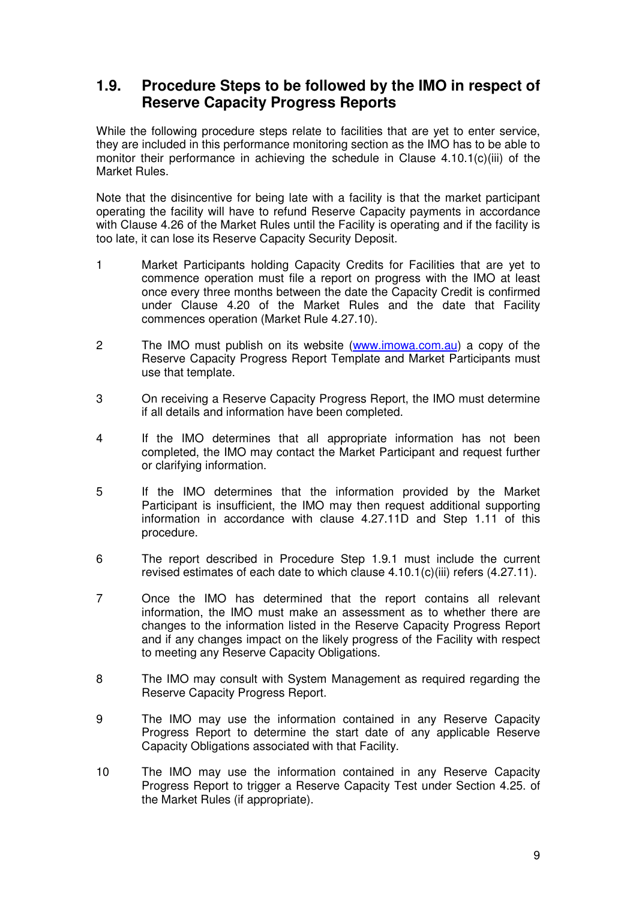## 1.9. Procedure Steps to be followed by the IMO in respect of Reserve Capacity Progress Reports

While the following procedure steps relate to facilities that are yet to enter service, they are included in this performance monitoring section as the IMO has to be able to monitor their performance in achieving the schedule in Clause 4.10.1(c)(iii) of the Market Rules.

Note that the disincentive for being late with a facility is that the market participant operating the facility will have to refund Reserve Capacity payments in accordance with Clause 4.26 of the Market Rules until the Facility is operating and if the facility is too late, it can lose its Reserve Capacity Security Deposit.

1 Market Participants holding Capacity Credits for Facilities that are yet to commence operation must file a report on progress with the IMO at least once every three months between the date the Capacity Credit is confirmed under Clause 4.20 of the Market Rules and the date that Facility commences operation (Market Rule 4.27.10).

2 The IMO must publish on its website ([www.imowa.com.au](http://www.imowa.com.au)) a copy of the Reserve Capacity Progress Report Template and Market Participants must use that template.

3 On receiving a Reserve Capacity Progress Report, the IMO must determine if all details and information have been completed.

4 If the IMO determines that all appropriate information has not been completed, the IMO may contact the Market Participant and request further or clarifying information.

5 If the IMO determines that the information provided by the Market Participant is insufficient, the IMO may then request additional supporting information in accordance with clause 4.27.11D and Step 1.11 of this procedure.

6 The report described in Procedure Step 1.9.1 must include the current revised estimates of each date to which clause 4.10.1(c)(iii) refers (4.27.11).

7 Once the IMO has determined that the report contains all relevant information, the IMO must make an assessment as to whether there are changes to the information listed in the Reserve Capacity Progress Report and if any changes impact on the likely progress of the Facility with respect to meeting any Reserve Capacity Obligations.

8 The IMO may consult with System Management as required regarding the Reserve Capacity Progress Report.

9 The IMO may use the information contained in any Reserve Capacity Progress Report to determine the start date of any applicable Reserve Capacity Obligations associated with that Facility.

10 The IMO may use the information contained in any Reserve Capacity Progress Report to trigger a Reserve Capacity Test under Section 4.25. of the Market Rules (if appropriate).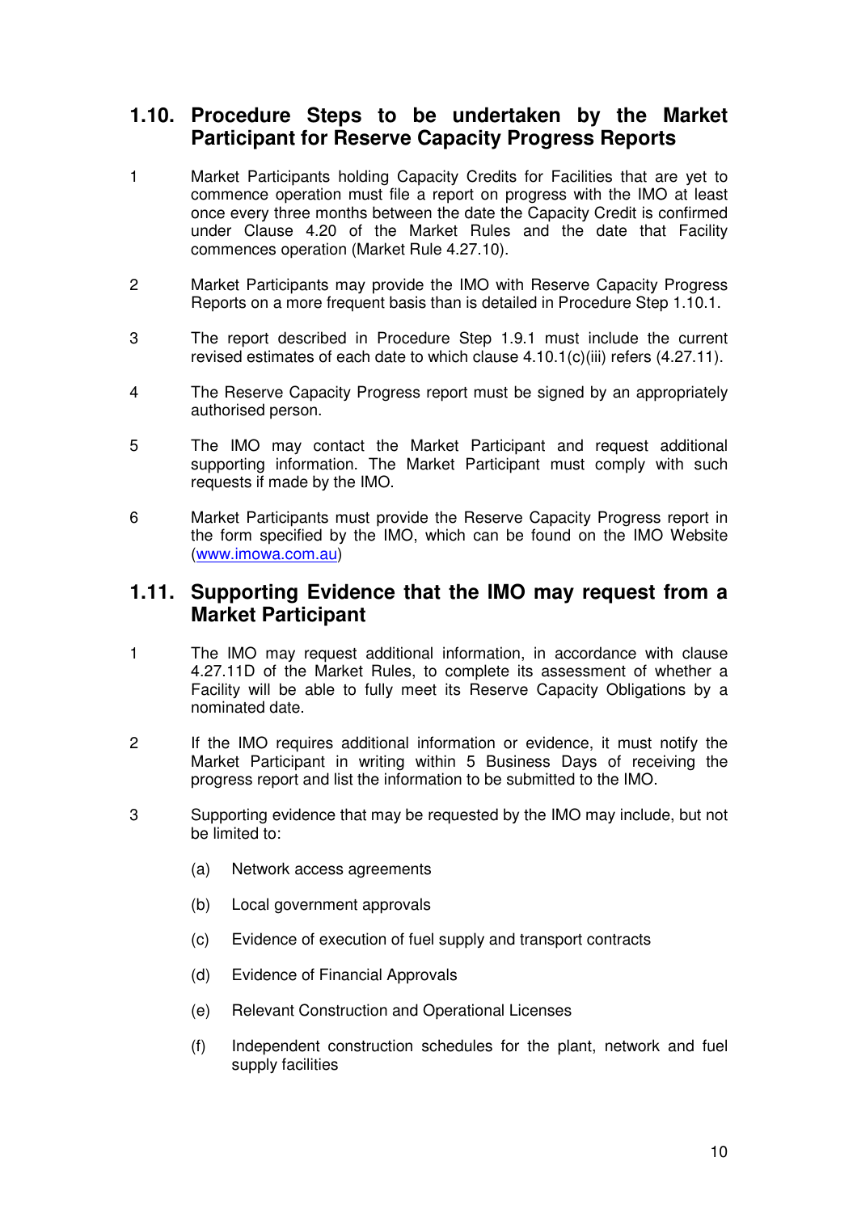## 1.10. Procedure Steps to be undertaken by the Market Participant for Reserve Capacity Progress Reports

1 Market Participants holding Capacity Credits for Facilities that are yet to commence operation must file a report on progress with the IMO at least once every three months between the date the Capacity Credit is confirmed under Clause 4.20 of the Market Rules and the date that Facility commences operation (Market Rule 4.27.10).

2 Market Participants may provide the IMO with Reserve Capacity Progress Reports on a more frequent basis than is detailed in Procedure Step 1.10.1.

3 The report described in Procedure Step 1.9.1 must include the current revised estimates of each date to which clause 4.10.1(c)(iii) refers (4.27.11).

4 The Reserve Capacity Progress report must be signed by an appropriately authorised person.

5 The IMO may contact the Market Participant and request additional supporting information. The Market Participant must comply with such requests if made by the IMO.

6 Market Participants must provide the Reserve Capacity Progress report in the form specified by the IMO, which can be found on the IMO Website ([www.imowa.com.au](http://www.imowa.com.au))

## 1.11. Supporting Evidence that the IMO may request from a Market Participant

1 The IMO may request additional information, in accordance with clause 4.27.11D of the Market Rules, to complete its assessment of whether a Facility will be able to fully meet its Reserve Capacity Obligations by a nominated date.

2 If the IMO requires additional information or evidence, it must notify the Market Participant in writing within 5 Business Days of receiving the progress report and list the information to be submitted to the IMO.

3 Supporting evidence that may be requested by the IMO may include, but not be limited to:

(a) Network access agreements

(b) Local government approvals

(c) Evidence of execution of fuel supply and transport contracts

(d) Evidence of Financial Approvals

(e) Relevant Construction and Operational Licenses

(f) Independent construction schedules for the plant, network and fuel supply facilities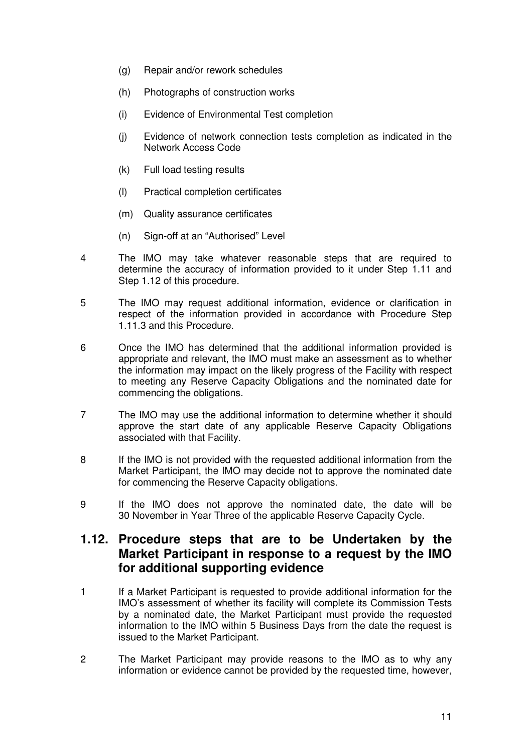(g) Repair and/or rework schedules

(h) Photographs of construction works

(i) Evidence of Environmental Test completion

(j) Evidence of network connection tests completion as indicated in the Network Access Code

(k) Full load testing results

(l) Practical completion certificates

(m) Quality assurance certificates

(n) Sign-off at an "Authorised" Level

4 The IMO may take whatever reasonable steps that are required to determine the accuracy of information provided to it under Step 1.11 and Step 1.12 of this procedure.

5 The IMO may request additional information, evidence or clarification in respect of the information provided in accordance with Procedure Step 1.11.3 and this Procedure.

6 Once the IMO has determined that the additional information provided is appropriate and relevant, the IMO must make an assessment as to whether the information may impact on the likely progress of the Facility with respect to meeting any Reserve Capacity Obligations and the nominated date for commencing the obligations.

7 The IMO may use the additional information to determine whether it should approve the start date of any applicable Reserve Capacity Obligations associated with that Facility.

8 If the IMO is not provided with the requested additional information from the Market Participant, the IMO may decide not to approve the nominated date for commencing the Reserve Capacity obligations.

9 If the IMO does not approve the nominated date, the date will be 30 November in Year Three of the applicable Reserve Capacity Cycle.

## 1.12. Procedure steps that are to be Undertaken by the Market Participant in response to a request by the IMO for additional supporting evidence

1 If a Market Participant is requested to provide additional information for the IMO's assessment of whether its facility will complete its Commission Tests by a nominated date, the Market Participant must provide the requested information to the IMO within 5 Business Days from the date the request is issued to the Market Participant.

2 The Market Participant may provide reasons to the IMO as to why any information or evidence cannot be provided by the requested time, however,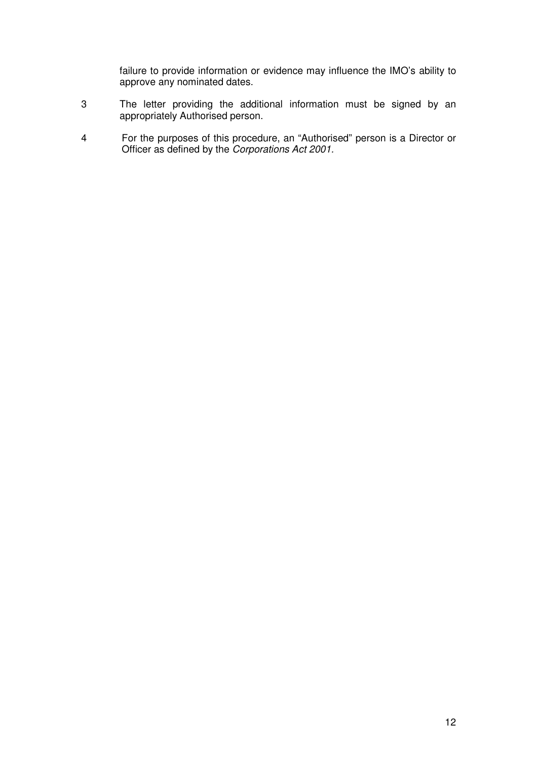failure to provide information or evidence may influence the IMO's ability to approve any nominated dates.

3 The letter providing the additional information must be signed by an appropriately Authorised person.

4 For the purposes of this procedure, an "Authorised" person is a Director or Officer as defined by the *Corporations Act 2001*.